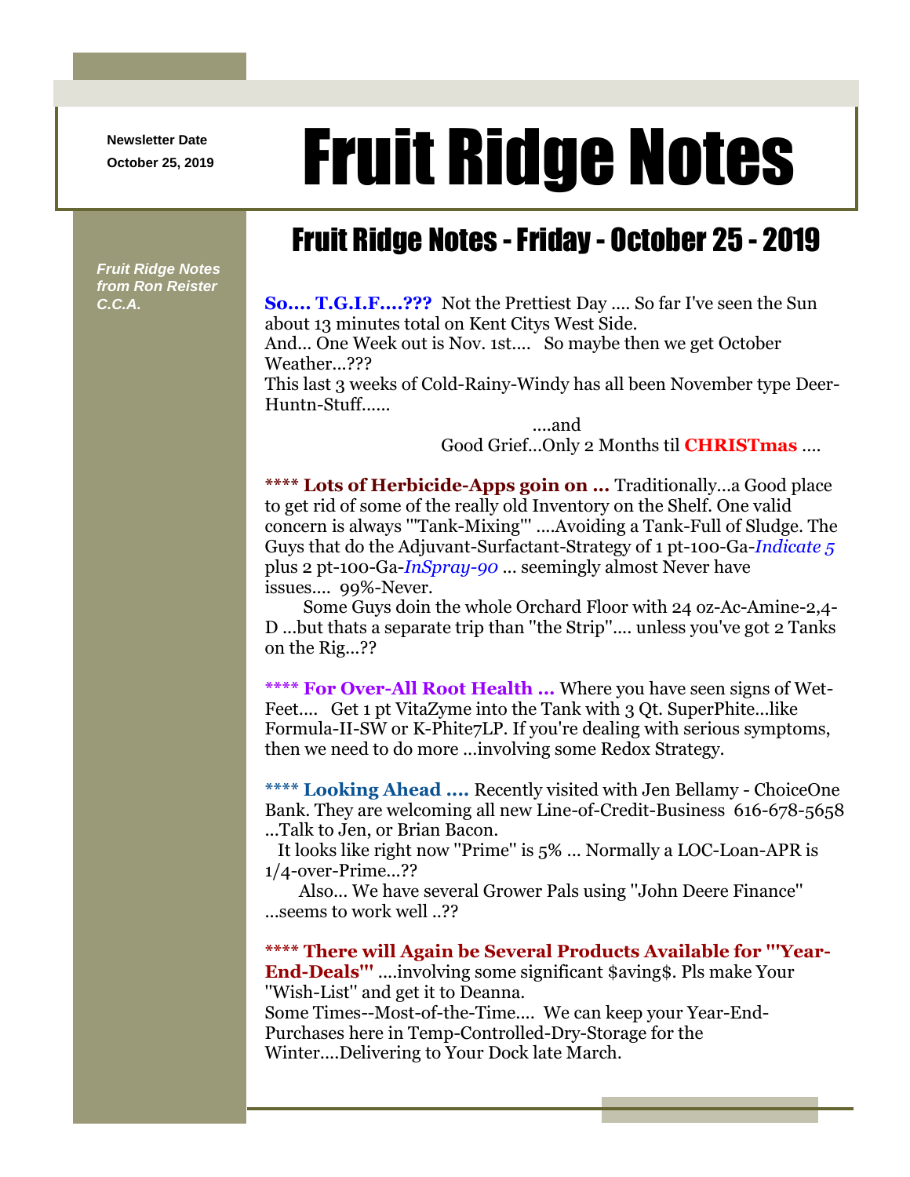Newsletter Date
October 25, 2019

# Fruit Ridge Notes

*Fruit Ridge Notes from Ron Reister C.C.A.*

## Fruit Ridge Notes - Friday - October 25 - 2019

**So.... T.G.I.F....???** Not the Prettiest Day .... So far I've seen the Sun about 13 minutes total on Kent Citys West Side.
And... One Week out is Nov. 1st.... So maybe then we get October Weather...???
This last 3 weeks of Cold-Rainy-Windy has all been November type Deer-Huntn-Stuff......

....and
Good Grief...Only 2 Months til **CHRISTmas** ....

**** **Lots of Herbicide-Apps goin on ...** Traditionally...a Good place to get rid of some of the really old Inventory on the Shelf. One valid concern is always '''Tank-Mixing''' ....Avoiding a Tank-Full of Sludge. The Guys that do the Adjuvant-Surfactant-Strategy of 1 pt-100-Ga-*Indicate 5* plus 2 pt-100-Ga-*InSpray-90* ... seemingly almost Never have issues.... 99%-Never.

Some Guys doin the whole Orchard Floor with 24 oz-Ac-Amine-2,4-D ...but thats a separate trip than ''the Strip''.... unless you've got 2 Tanks on the Rig...??

**** **For Over-All Root Health ...** Where you have seen signs of Wet-Feet.... Get 1 pt VitaZyme into the Tank with 3 Qt. SuperPhite...like Formula-II-SW or K-Phite7LP. If you're dealing with serious symptoms, then we need to do more ...involving some Redox Strategy.

**** **Looking Ahead ....** Recently visited with Jen Bellamy - ChoiceOne Bank. They are welcoming all new Line-of-Credit-Business 616-678-5658 ...Talk to Jen, or Brian Bacon.

It looks like right now ''Prime'' is 5% ... Normally a LOC-Loan-APR is 1/4-over-Prime...??

Also... We have several Grower Pals using ''John Deere Finance'' ...seems to work well ..??

**** **There will Again be Several Products Available for '''Year-End-Deals'''** ....involving some significant $aving$. Pls make Your ''Wish-List'' and get it to Deanna.
Some Times--Most-of-the-Time.... We can keep your Year-End-Purchases here in Temp-Controlled-Dry-Storage for the Winter....Delivering to Your Dock late March.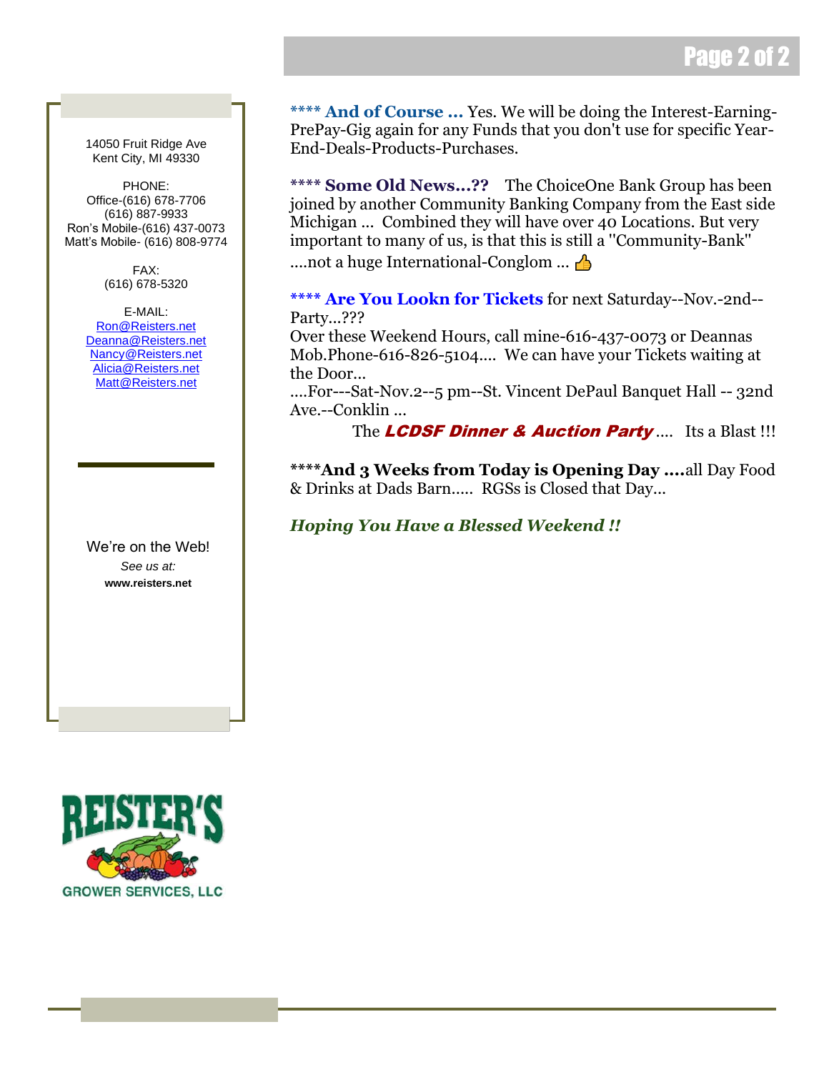14050 Fruit Ridge Ave
Kent City, MI 49330

PHONE:
Office-(616) 678-7706
(616) 887-9933
Ron's Mobile-(616) 437-0073
Matt's Mobile- (616) 808-9774

FAX:
(616) 678-5320

E-MAIL:
Ron@Reisters.net
Deanna@Reisters.net
Nancy@Reisters.net
Alicia@Reisters.net
Matt@Reisters.net

We're on the Web!
*See us at:*
**www.reisters.net**

**\*\*\*\* And of Course ...** Yes. We will be doing the Interest-Earning-PrePay-Gig again for any Funds that you don't use for specific Year-End-Deals-Products-Purchases.

**\*\*\*\* Some Old News...??** The ChoiceOne Bank Group has been joined by another Community Banking Company from the East side Michigan ... Combined they will have over 40 Locations. But very important to many of us, is that this is still a "Community-Bank" ....not a huge International-Conglom ... 👍

**\*\*\*\* Are You Lookn for Tickets** for next Saturday--Nov.-2nd--Party...???
Over these Weekend Hours, call mine-616-437-0073 or Deannas Mob.Phone-616-826-5104.... We can have your Tickets waiting at the Door...
....For---Sat-Nov.2--5 pm--St. Vincent DePaul Banquet Hall -- 32nd Ave.--Conklin ...
The ***LCDSF Dinner & Auction Party***.... Its a Blast !!!

**\*\*\*\*And 3 Weeks from Today is Opening Day ....**all Day Food & Drinks at Dads Barn..... RGSs is Closed that Day...

***Hoping You Have a Blessed Weekend !!***

REISTER'S
GROWER SERVICES, LLC